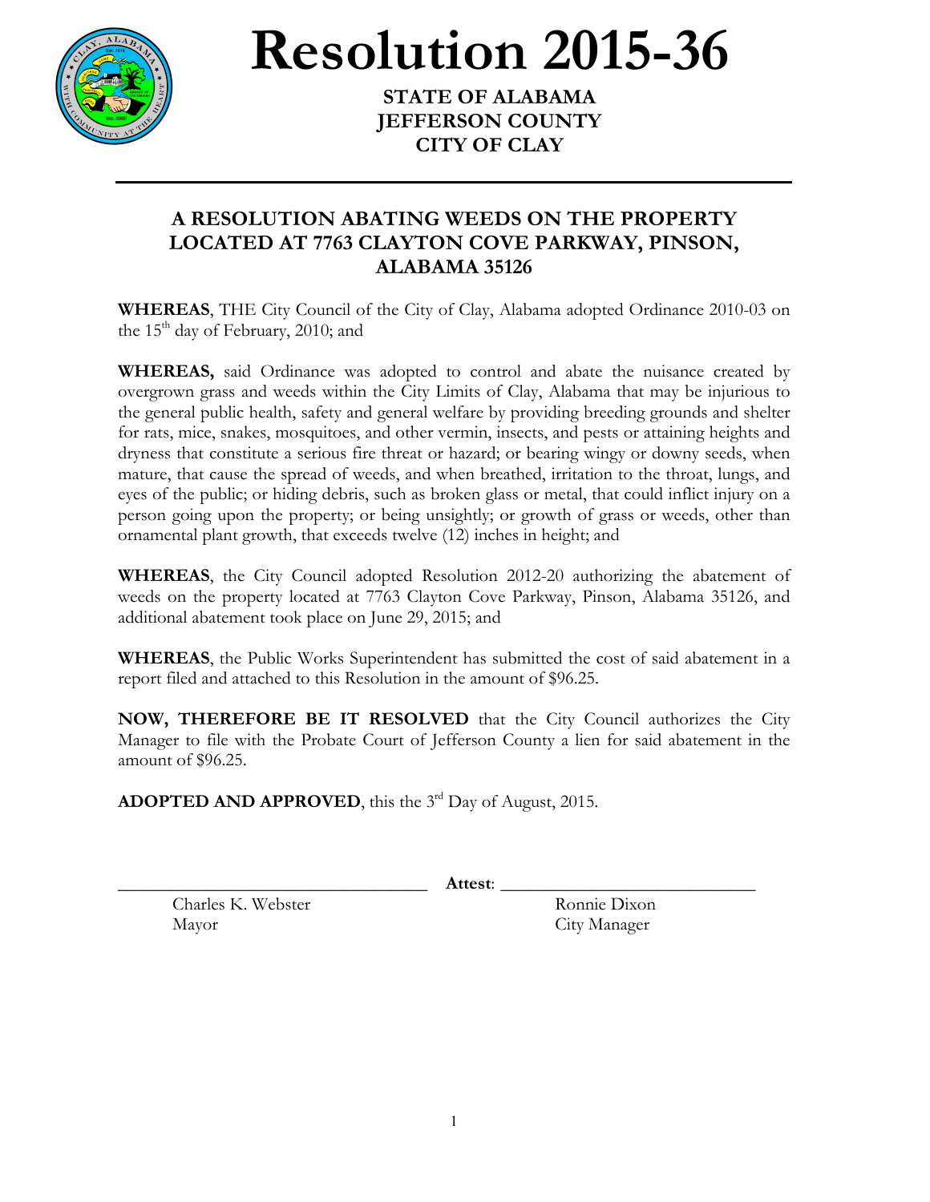# Resolution 2015-36

**STATE OF ALABAMA**
**JEFFERSON COUNTY**
**CITY OF CLAY**

---

## A RESOLUTION ABATING WEEDS ON THE PROPERTY LOCATED AT 7763 CLAYTON COVE PARKWAY, PINSON, ALABAMA 35126

**WHEREAS**, THE City Council of the City of Clay, Alabama adopted Ordinance 2010-03 on the 15th day of February, 2010; and

**WHEREAS,** said Ordinance was adopted to control and abate the nuisance created by overgrown grass and weeds within the City Limits of Clay, Alabama that may be injurious to the general public health, safety and general welfare by providing breeding grounds and shelter for rats, mice, snakes, mosquitoes, and other vermin, insects, and pests or attaining heights and dryness that constitute a serious fire threat or hazard; or bearing wingy or downy seeds, when mature, that cause the spread of weeds, and when breathed, irritation to the throat, lungs, and eyes of the public; or hiding debris, such as broken glass or metal, that could inflict injury on a person going upon the property; or being unsightly; or growth of grass or weeds, other than ornamental plant growth, that exceeds twelve (12) inches in height; and

**WHEREAS**, the City Council adopted Resolution 2012-20 authorizing the abatement of weeds on the property located at 7763 Clayton Cove Parkway, Pinson, Alabama 35126, and additional abatement took place on June 29, 2015; and

**WHEREAS**, the Public Works Superintendent has submitted the cost of said abatement in a report filed and attached to this Resolution in the amount of $96.25.

**NOW, THEREFORE BE IT RESOLVED** that the City Council authorizes the City Manager to file with the Probate Court of Jefferson County a lien for said abatement in the amount of $96.25.

**ADOPTED AND APPROVED**, this the 3rd Day of August, 2015.

\_\_\_\_\_\_\_\_\_\_\_\_\_\_\_\_\_\_\_\_\_\_\_\_\_\_\_\_\_\_ **Attest**: \_\_\_\_\_\_\_\_\_\_\_\_\_\_\_\_\_\_\_\_\_\_\_\_\_\_\_\_\_\_

Charles K. Webster
Mayor

Ronnie Dixon
City Manager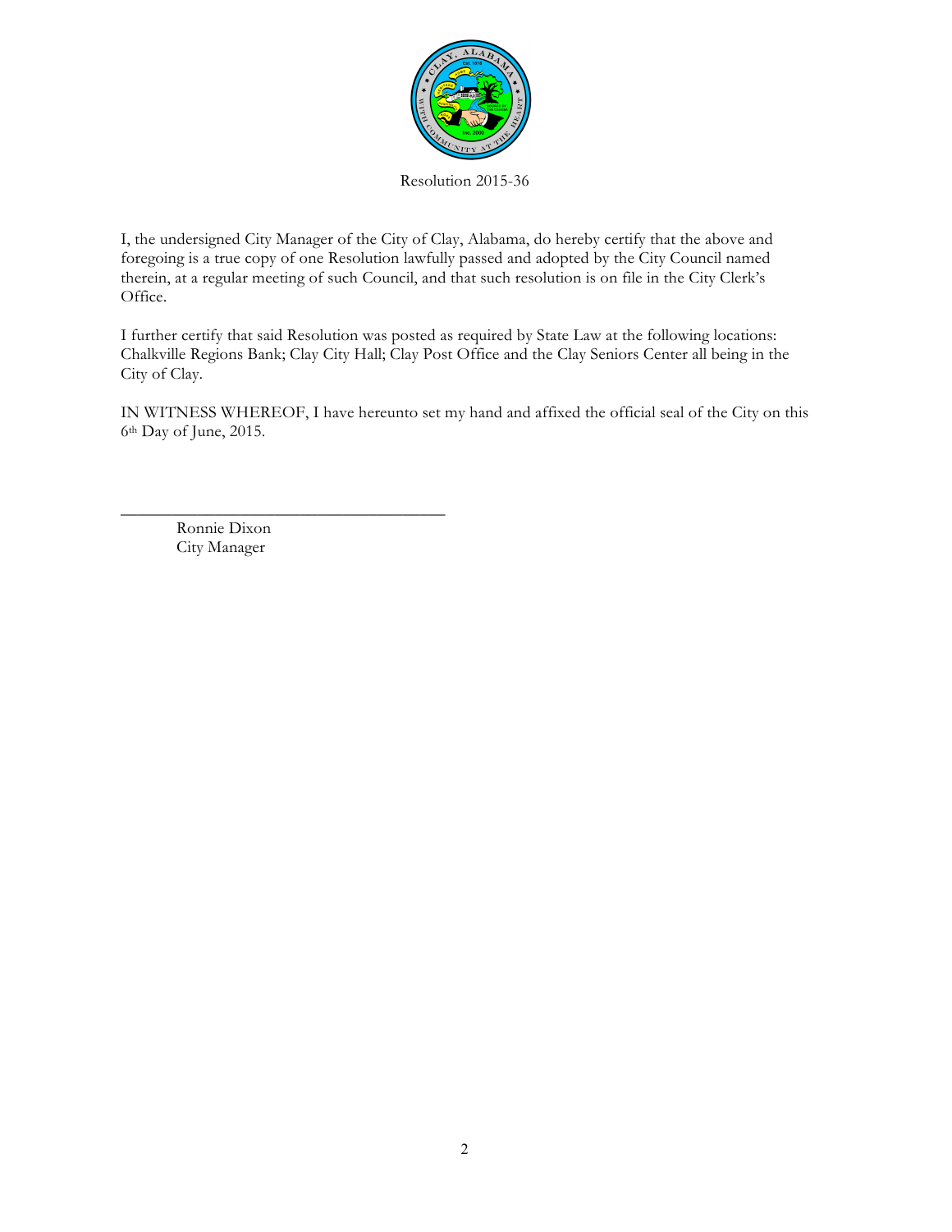Resolution 2015-36

I, the undersigned City Manager of the City of Clay, Alabama, do hereby certify that the above and foregoing is a true copy of one Resolution lawfully passed and adopted by the City Council named therein, at a regular meeting of such Council, and that such resolution is on file in the City Clerk's Office.

I further certify that said Resolution was posted as required by State Law at the following locations: Chalkville Regions Bank; Clay City Hall; Clay Post Office and the Clay Seniors Center all being in the City of Clay.

IN WITNESS WHEREOF, I have hereunto set my hand and affixed the official seal of the City on this 6th Day of June, 2015.

\_\_\_\_\_\_\_\_\_\_\_\_\_\_\_\_\_\_\_\_\_\_\_\_\_\_\_\_\_\_\_\_\_\_\_\_\_\_\_\_

Ronnie Dixon
City Manager